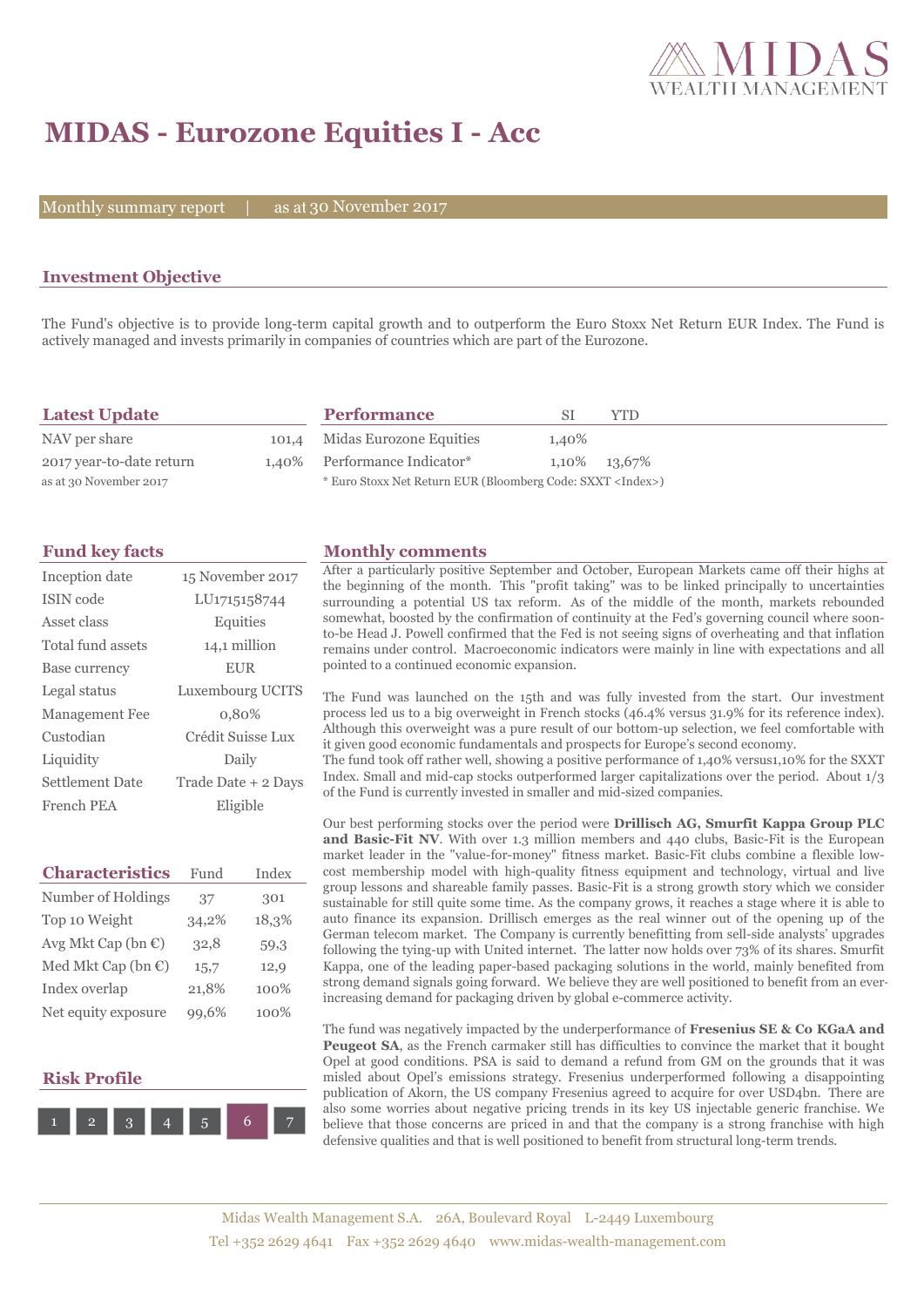# MIDAS - Eurozone Equities I - Acc

Monthly summary report | as at 30 November 2017

## Investment Objective

The Fund's objective is to provide long-term capital growth and to outperform the Euro Stoxx Net Return EUR Index. The Fund is actively managed and invests primarily in companies of countries which are part of the Eurozone.

## Latest Update

| | |
|---|---|
| NAV per share | 101,4 |
| 2017 year-to-date return | 1,40% |

as at 30 November 2017

## Performance

| | SI | YTD |
|---|---|---|
| Midas Eurozone Equities | 1,40% | |
| Performance Indicator* | 1,10% | 13,67% |

* Euro Stoxx Net Return EUR (Bloomberg Code: SXXT <Index>)

## Fund key facts

| | |
|---|---|
| Inception date | 15 November 2017 |
| ISIN code | LU1715158744 |
| Asset class | Equities |
| Total fund assets | 14,1 million |
| Base currency | EUR |
| Legal status | Luxembourg UCITS |
| Management Fee | 0,80% |
| Custodian | Crédit Suisse Lux |
| Liquidity | Daily |
| Settlement Date | Trade Date + 2 Days |
| French PEA | Eligible |

## Characteristics

| | Fund | Index |
|---|---|---|
| Number of Holdings | 37 | 301 |
| Top 10 Weight | 34,2% | 18,3% |
| Avg Mkt Cap (bn €) | 32,8 | 59,3 |
| Med Mkt Cap (bn €) | 15,7 | 12,9 |
| Index overlap | 21,8% | 100% |
| Net equity exposure | 99,6% | 100% |

## Risk Profile

1 2 3 4 5 **6** 7

## Monthly comments

After a particularly positive September and October, European Markets came off their highs at the beginning of the month. This "profit taking" was to be linked principally to uncertainties surrounding a potential US tax reform. As of the middle of the month, markets rebounded somewhat, boosted by the confirmation of continuity at the Fed's governing council where soon-to-be Head J. Powell confirmed that the Fed is not seeing signs of overheating and that inflation remains under control. Macroeconomic indicators were mainly in line with expectations and all pointed to a continued economic expansion.

The Fund was launched on the 15th and was fully invested from the start. Our investment process led us to a big overweight in French stocks (46.4% versus 31.9% for its reference index). Although this overweight was a pure result of our bottom-up selection, we feel comfortable with it given good economic fundamentals and prospects for Europe's second economy.
The fund took off rather well, showing a positive performance of 1,40% versus1,10% for the SXXT Index. Small and mid-cap stocks outperformed larger capitalizations over the period. About 1/3 of the Fund is currently invested in smaller and mid-sized companies.

Our best performing stocks over the period were **Drillisch AG, Smurfit Kappa Group PLC and Basic-Fit NV**. With over 1.3 million members and 440 clubs, Basic-Fit is the European market leader in the "value-for-money" fitness market. Basic-Fit clubs combine a flexible low-cost membership model with high-quality fitness equipment and technology, virtual and live group lessons and shareable family passes. Basic-Fit is a strong growth story which we consider sustainable for still quite some time. As the company grows, it reaches a stage where it is able to auto finance its expansion. Drillisch emerges as the real winner out of the opening up of the German telecom market. The Company is currently benefitting from sell-side analysts' upgrades following the tying-up with United internet. The latter now holds over 73% of its shares. Smurfit Kappa, one of the leading paper-based packaging solutions in the world, mainly benefited from strong demand signals going forward. We believe they are well positioned to benefit from an ever-increasing demand for packaging driven by global e-commerce activity.

The fund was negatively impacted by the underperformance of **Fresenius SE & Co KGaA and Peugeot SA**, as the French carmaker still has difficulties to convince the market that it bought Opel at good conditions. PSA is said to demand a refund from GM on the grounds that it was misled about Opel's emissions strategy. Fresenius underperformed following a disappointing publication of Akorn, the US company Fresenius agreed to acquire for over USD4bn. There are also some worries about negative pricing trends in its key US injectable generic franchise. We believe that those concerns are priced in and that the company is a strong franchise with high defensive qualities and that is well positioned to benefit from structural long-term trends.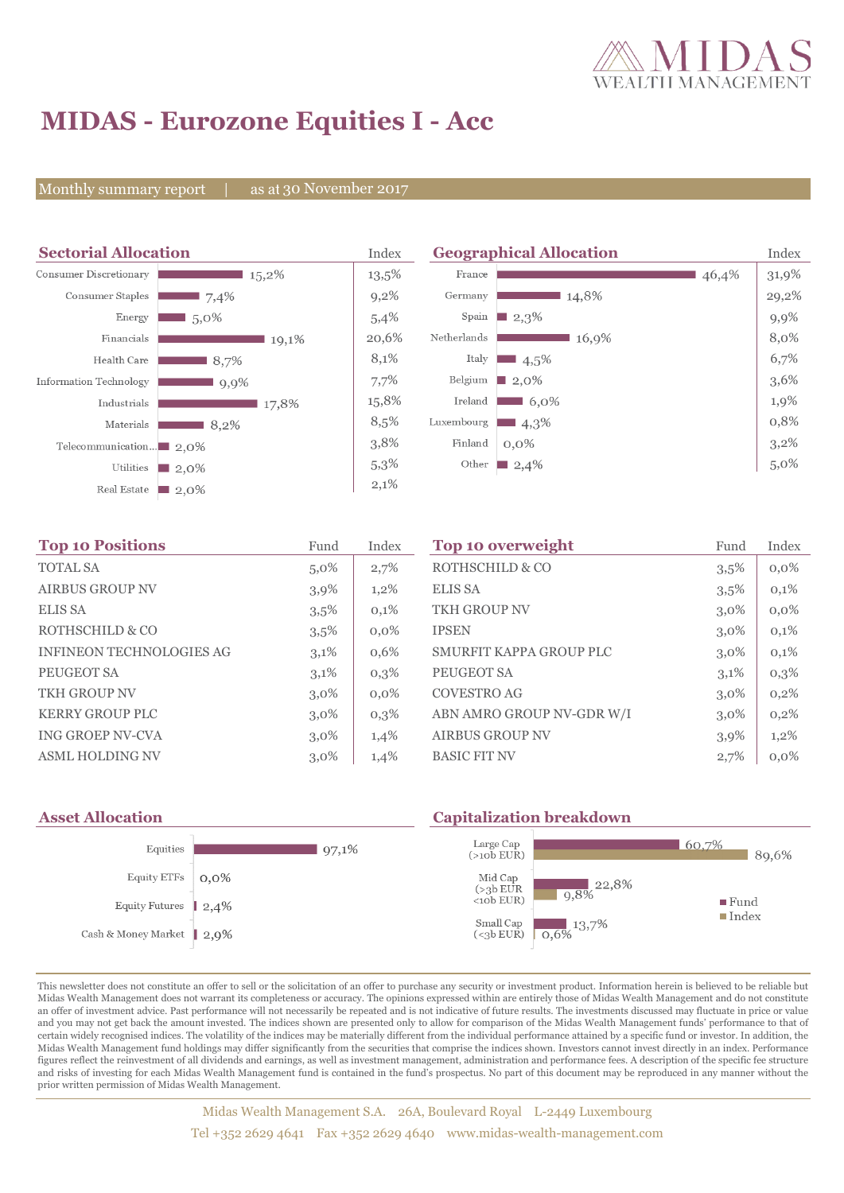# MIDAS - Eurozone Equities I - Acc

Monthly summary report | as at 30 November 2017

## Sectorial Allocation

Index

Consumer Discretionary 15,2% 13,5%
Consumer Staples 7,4% 9,2%
Energy 5,0% 5,4%
Financials 19,1% 20,6%
Health Care 8,7% 8,1%
Information Technology 9,9% 7,7%
Industrials 17,8% 15,8%
Materials 8,2% 8,5%
Telecommunication... 2,0% 3,8%
Utilities 2,0% 5,3%
Real Estate 2,0% 2,1%

## Geographical Allocation

Index

France 46,4% 31,9%
Germany 14,8% 29,2%
Spain 2,3% 9,9%
Netherlands 16,9% 8,0%
Italy 4,5% 6,7%
Belgium 2,0% 3,6%
Ireland 6,0% 1,9%
Luxembourg 4,3% 0,8%
Finland 0,0% 3,2%
Other 2,4% 5,0%

## Top 10 Positions

| Top 10 Positions | Fund | Index |
|---|---|---|
| TOTAL SA | 5,0% | 2,7% |
| AIRBUS GROUP NV | 3,9% | 1,2% |
| ELIS SA | 3,5% | 0,1% |
| ROTHSCHILD & CO | 3,5% | 0,0% |
| INFINEON TECHNOLOGIES AG | 3,1% | 0,6% |
| PEUGEOT SA | 3,1% | 0,3% |
| TKH GROUP NV | 3,0% | 0,0% |
| KERRY GROUP PLC | 3,0% | 0,3% |
| ING GROEP NV-CVA | 3,0% | 1,4% |
| ASML HOLDING NV | 3,0% | 1,4% |

## Top 10 overweight

| Top 10 overweight | Fund | Index |
|---|---|---|
| ROTHSCHILD & CO | 3,5% | 0,0% |
| ELIS SA | 3,5% | 0,1% |
| TKH GROUP NV | 3,0% | 0,0% |
| IPSEN | 3,0% | 0,1% |
| SMURFIT KAPPA GROUP PLC | 3,0% | 0,1% |
| PEUGEOT SA | 3,1% | 0,3% |
| COVESTRO AG | 3,0% | 0,2% |
| ABN AMRO GROUP NV-GDR W/I | 3,0% | 0,2% |
| AIRBUS GROUP NV | 3,9% | 1,2% |
| BASIC FIT NV | 2,7% | 0,0% |

## Asset Allocation

Equities 97,1%
Equity ETFs 0,0%
Equity Futures 2,4%
Cash & Money Market 2,9%

## Capitalization breakdown

Large Cap (>10b EUR) 60,7% 89,6%
Mid Cap (>3b EUR <10b EUR) 22,8% 9,8%
Small Cap (<3b EUR) 13,7% 0,6%

Fund
Index

This newsletter does not constitute an offer to sell or the solicitation of an offer to purchase any security or investment product. Information herein is believed to be reliable but Midas Wealth Management does not warrant its completeness or accuracy. The opinions expressed within are entirely those of Midas Wealth Management and do not constitute an offer of investment advice. Past performance will not necessarily be repeated and is not indicative of future results. The investments discussed may fluctuate in price or value and you may not get back the amount invested. The indices shown are presented only to allow for comparison of the Midas Wealth Management funds' performance to that of certain widely recognised indices. The volatility of the indices may be materially different from the individual performance attained by a specific fund or investor. In addition, the Midas Wealth Management fund holdings may differ significantly from the securities that comprise the indices shown. Investors cannot invest directly in an index. Performance figures reflect the reinvestment of all dividends and earnings, as well as investment management, administration and performance fees. A description of the specific fee structure and risks of investing for each Midas Wealth Management fund is contained in the fund's prospectus. No part of this document may be reproduced in any manner without the prior written permission of Midas Wealth Management.

Midas Wealth Management S.A. 26A, Boulevard Royal L-2449 Luxembourg
Tel +352 2629 4641 Fax +352 2629 4640 www.midas-wealth-management.com